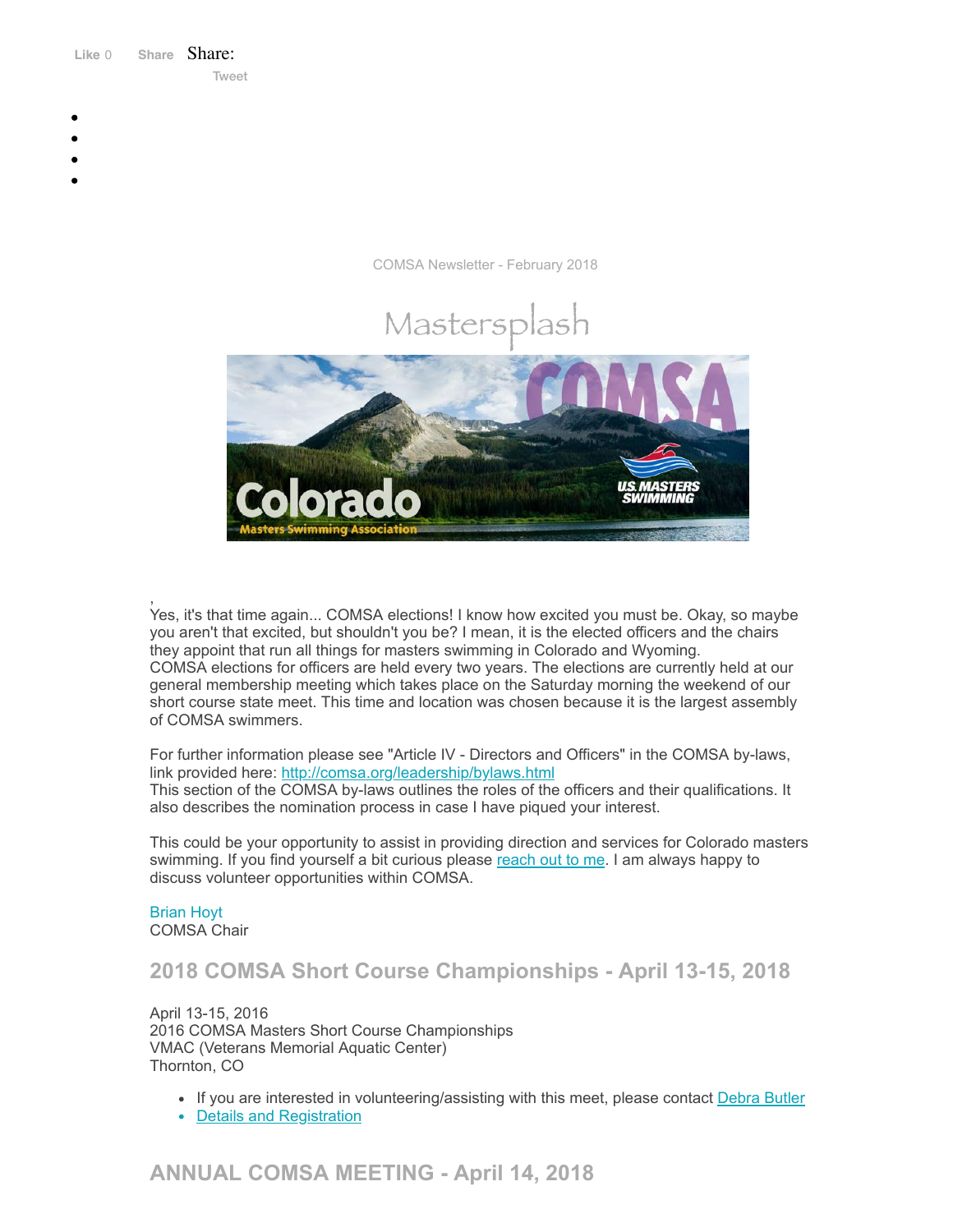Like 0 Share Share:

Tweet

COMSA Newsletter - February 2018

Mastersplash

,
Yes, it's that time again... COMSA elections! I know how excited you must be. Okay, so maybe you aren't that excited, but shouldn't you be? I mean, it is the elected officers and the chairs they appoint that run all things for masters swimming in Colorado and Wyoming.
COMSA elections for officers are held every two years. The elections are currently held at our general membership meeting which takes place on the Saturday morning the weekend of our short course state meet. This time and location was chosen because it is the largest assembly of COMSA swimmers.

For further information please see "Article IV - Directors and Officers" in the COMSA by-laws, link provided here: http://comsa.org/leadership/bylaws.html
This section of the COMSA by-laws outlines the roles of the officers and their qualifications. It also describes the nomination process in case I have piqued your interest.

This could be your opportunity to assist in providing direction and services for Colorado masters swimming. If you find yourself a bit curious please reach out to me. I am always happy to discuss volunteer opportunities within COMSA.

Brian Hoyt
COMSA Chair

## 2018 COMSA Short Course Championships - April 13-15, 2018

April 13-15, 2016
2016 COMSA Masters Short Course Championships
VMAC (Veterans Memorial Aquatic Center)
Thornton, CO

- If you are interested in volunteering/assisting with this meet, please contact Debra Butler
- Details and Registration

## ANNUAL COMSA MEETING - April 14, 2018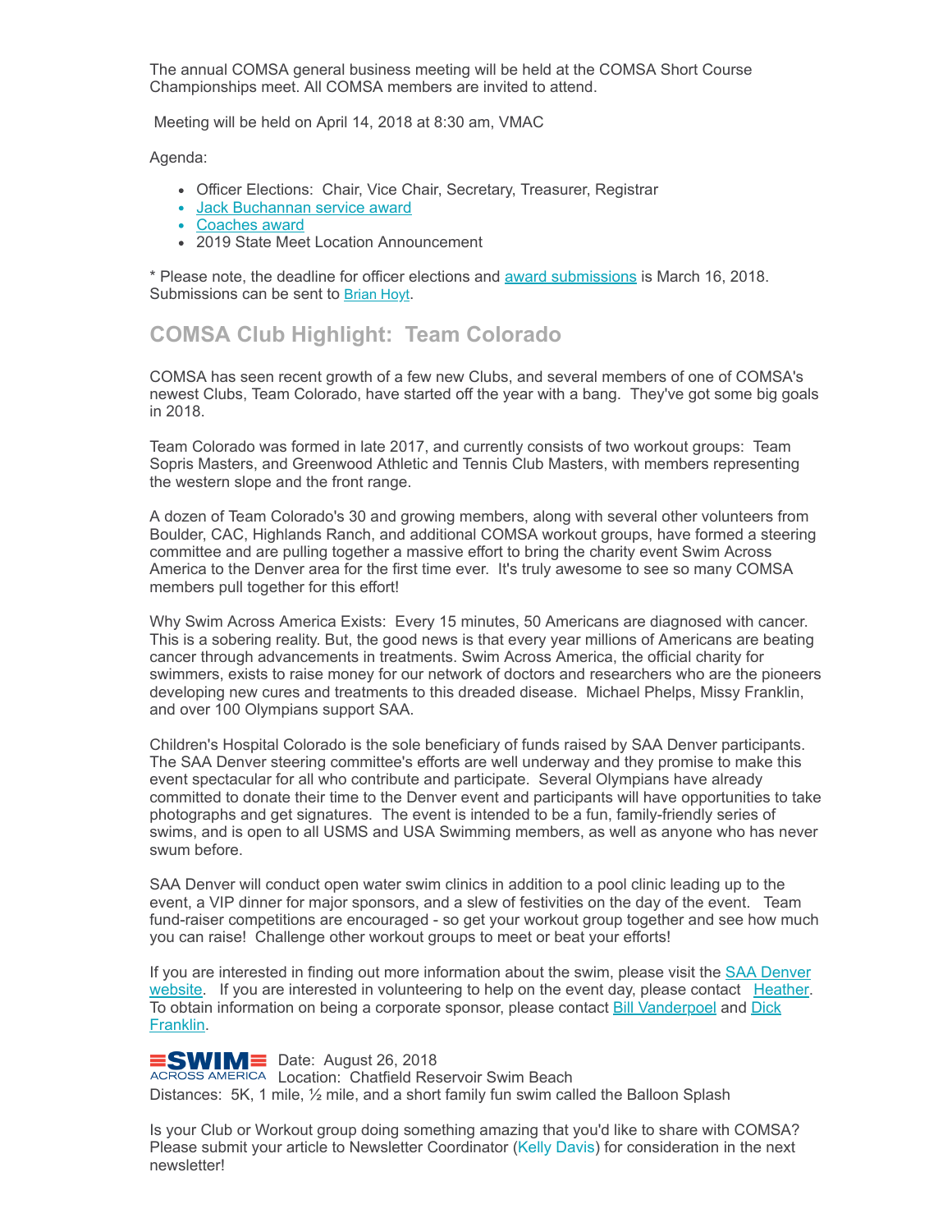The annual COMSA general business meeting will be held at the COMSA Short Course Championships meet. All COMSA members are invited to attend.

Meeting will be held on April 14, 2018 at 8:30 am, VMAC

Agenda:

- Officer Elections: Chair, Vice Chair, Secretary, Treasurer, Registrar
- Jack Buchannan service award
- Coaches award
- 2019 State Meet Location Announcement

* Please note, the deadline for officer elections and award submissions is March 16, 2018. Submissions can be sent to Brian Hoyt.

## COMSA Club Highlight: Team Colorado

COMSA has seen recent growth of a few new Clubs, and several members of one of COMSA's newest Clubs, Team Colorado, have started off the year with a bang. They've got some big goals in 2018.

Team Colorado was formed in late 2017, and currently consists of two workout groups: Team Sopris Masters, and Greenwood Athletic and Tennis Club Masters, with members representing the western slope and the front range.

A dozen of Team Colorado's 30 and growing members, along with several other volunteers from Boulder, CAC, Highlands Ranch, and additional COMSA workout groups, have formed a steering committee and are pulling together a massive effort to bring the charity event Swim Across America to the Denver area for the first time ever. It's truly awesome to see so many COMSA members pull together for this effort!

Why Swim Across America Exists: Every 15 minutes, 50 Americans are diagnosed with cancer. This is a sobering reality. But, the good news is that every year millions of Americans are beating cancer through advancements in treatments. Swim Across America, the official charity for swimmers, exists to raise money for our network of doctors and researchers who are the pioneers developing new cures and treatments to this dreaded disease. Michael Phelps, Missy Franklin, and over 100 Olympians support SAA.

Children's Hospital Colorado is the sole beneficiary of funds raised by SAA Denver participants. The SAA Denver steering committee's efforts are well underway and they promise to make this event spectacular for all who contribute and participate. Several Olympians have already committed to donate their time to the Denver event and participants will have opportunities to take photographs and get signatures. The event is intended to be a fun, family-friendly series of swims, and is open to all USMS and USA Swimming members, as well as anyone who has never swum before.

SAA Denver will conduct open water swim clinics in addition to a pool clinic leading up to the event, a VIP dinner for major sponsors, and a slew of festivities on the day of the event. Team fund-raiser competitions are encouraged - so get your workout group together and see how much you can raise! Challenge other workout groups to meet or beat your efforts!

If you are interested in finding out more information about the swim, please visit the SAA Denver website. If you are interested in volunteering to help on the event day, please contact Heather. To obtain information on being a corporate sponsor, please contact Bill Vanderpoel and Dick Franklin.

SWIM ACROSS AMERICA Date: August 26, 2018
Location: Chatfield Reservoir Swim Beach
Distances: 5K, 1 mile, ½ mile, and a short family fun swim called the Balloon Splash

Is your Club or Workout group doing something amazing that you'd like to share with COMSA? Please submit your article to Newsletter Coordinator (Kelly Davis) for consideration in the next newsletter!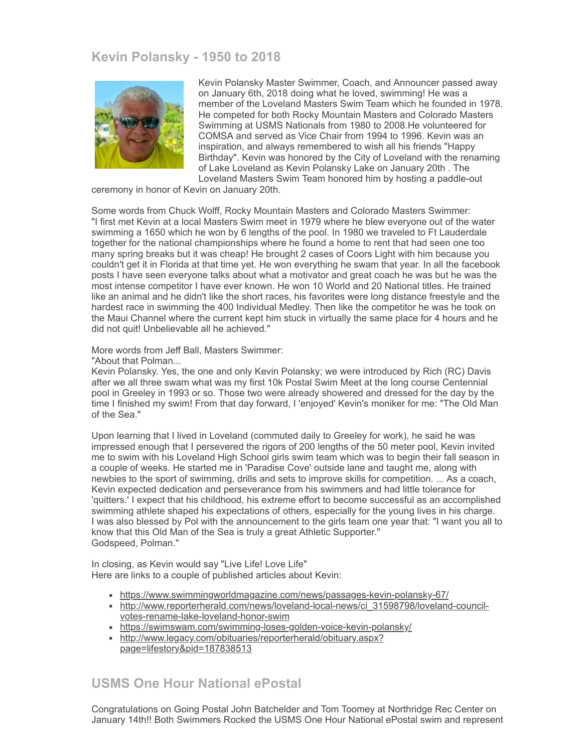## Kevin Polansky - 1950 to 2018

Kevin Polansky Master Swimmer, Coach, and Announcer passed away on January 6th, 2018 doing what he loved, swimming! He was a member of the Loveland Masters Swim Team which he founded in 1978. He competed for both Rocky Mountain Masters and Colorado Masters Swimming at USMS Nationals from 1980 to 2008.He volunteered for COMSA and served as Vice Chair from 1994 to 1996. Kevin was an inspiration, and always remembered to wish all his friends "Happy Birthday". Kevin was honored by the City of Loveland with the renaming of Lake Loveland as Kevin Polansky Lake on January 20th . The Loveland Masters Swim Team honored him by hosting a paddle-out ceremony in honor of Kevin on January 20th.

Some words from Chuck Wolff, Rocky Mountain Masters and Colorado Masters Swimmer:
"I first met Kevin at a local Masters Swim meet in 1979 where he blew everyone out of the water swimming a 1650 which he won by 6 lengths of the pool. In 1980 we traveled to Ft Lauderdale together for the national championships where he found a home to rent that had seen one too many spring breaks but it was cheap! He brought 2 cases of Coors Light with him because you couldn't get it in Florida at that time yet. He won everything he swam that year. In all the facebook posts I have seen everyone talks about what a motivator and great coach he was but he was the most intense competitor I have ever known. He won 10 World and 20 National titles. He trained like an animal and he didn't like the short races, his favorites were long distance freestyle and the hardest race in swimming the 400 Individual Medley. Then like the competitor he was he took on the Maui Channel where the current kept him stuck in virtually the same place for 4 hours and he did not quit! Unbelievable all he achieved."

More words from Jeff Ball, Masters Swimmer:
"About that Polman...
Kevin Polansky. Yes, the one and only Kevin Polansky; we were introduced by Rich (RC) Davis after we all three swam what was my first 10k Postal Swim Meet at the long course Centennial pool in Greeley in 1993 or so. Those two were already showered and dressed for the day by the time I finished my swim! From that day forward, I 'enjoyed' Kevin's moniker for me: "The Old Man of the Sea."

Upon learning that I lived in Loveland (commuted daily to Greeley for work), he said he was impressed enough that I persevered the rigors of 200 lengths of the 50 meter pool, Kevin invited me to swim with his Loveland High School girls swim team which was to begin their fall season in a couple of weeks. He started me in 'Paradise Cove' outside lane and taught me, along with newbies to the sport of swimming, drills and sets to improve skills for competition. ... As a coach, Kevin expected dedication and perseverance from his swimmers and had little tolerance for 'quitters.' I expect that his childhood, his extreme effort to become successful as an accomplished swimming athlete shaped his expectations of others, especially for the young lives in his charge. I was also blessed by Pol with the announcement to the girls team one year that: "I want you all to know that this Old Man of the Sea is truly a great Athletic Supporter."
Godspeed, Polman."

In closing, as Kevin would say "Live Life! Love Life"
Here are links to a couple of published articles about Kevin:

- https://www.swimmingworldmagazine.com/news/passages-kevin-polansky-67/
- http://www.reporterherald.com/news/loveland-local-news/ci_31598798/loveland-council-votes-rename-lake-loveland-honor-swim
- https://swimswam.com/swimming-loses-golden-voice-kevin-polansky/
- http://www.legacy.com/obituaries/reporterherald/obituary.aspx?page=lifestory&pid=187838513

## USMS One Hour National ePostal

Congratulations on Going Postal John Batchelder and Tom Toomey at Northridge Rec Center on January 14th!! Both Swimmers Rocked the USMS One Hour National ePostal swim and represent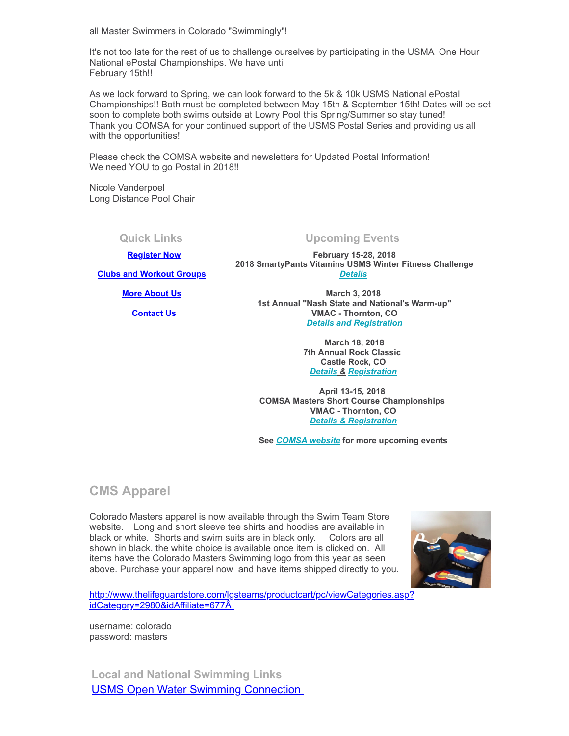all Master Swimmers in Colorado "Swimmingly"!

It's not too late for the rest of us to challenge ourselves by participating in the USMA One Hour National ePostal Championships. We have until February 15th!!

As we look forward to Spring, we can look forward to the 5k & 10k USMS National ePostal Championships!! Both must be completed between May 15th & September 15th! Dates will be set soon to complete both swims outside at Lowry Pool this Spring/Summer so stay tuned!
Thank you COMSA for your continued support of the USMS Postal Series and providing us all with the opportunities!

Please check the COMSA website and newsletters for Updated Postal Information!
We need YOU to go Postal in 2018!!

Nicole Vanderpoel
Long Distance Pool Chair

### Quick Links

**Register Now**

**Clubs and Workout Groups**

**More About Us**

**Contact Us**

### Upcoming Events

**February 15-28, 2018**
**2018 SmartyPants Vitamins USMS Winter Fitness Challenge**
***Details***

**March 3, 2018**
**1st Annual "Nash State and National's Warm-up"**
**VMAC - Thornton, CO**
***Details and Registration***

**March 18, 2018**
**7th Annual Rock Classic**
**Castle Rock, CO**
***Details*** **&** ***Registration***

**April 13-15, 2018**
**COMSA Masters Short Course Championships**
**VMAC - Thornton, CO**
***Details & Registration***

**See *COMSA website* for more upcoming events**

## CMS Apparel

Colorado Masters apparel is now available through the Swim Team Store website. Long and short sleeve tee shirts and hoodies are available in black or white. Shorts and swim suits are in black only. Colors are all shown in black, the white choice is available once item is clicked on. All items have the Colorado Masters Swimming logo from this year as seen above. Purchase your apparel now and have items shipped directly to you.

http://www.thelifeguardstore.com/lgsteams/productcart/pc/viewCategories.asp?idCategory=2980&idAffiliate=677Â

username: colorado
password: masters

### Local and National Swimming Links

USMS Open Water Swimming Connection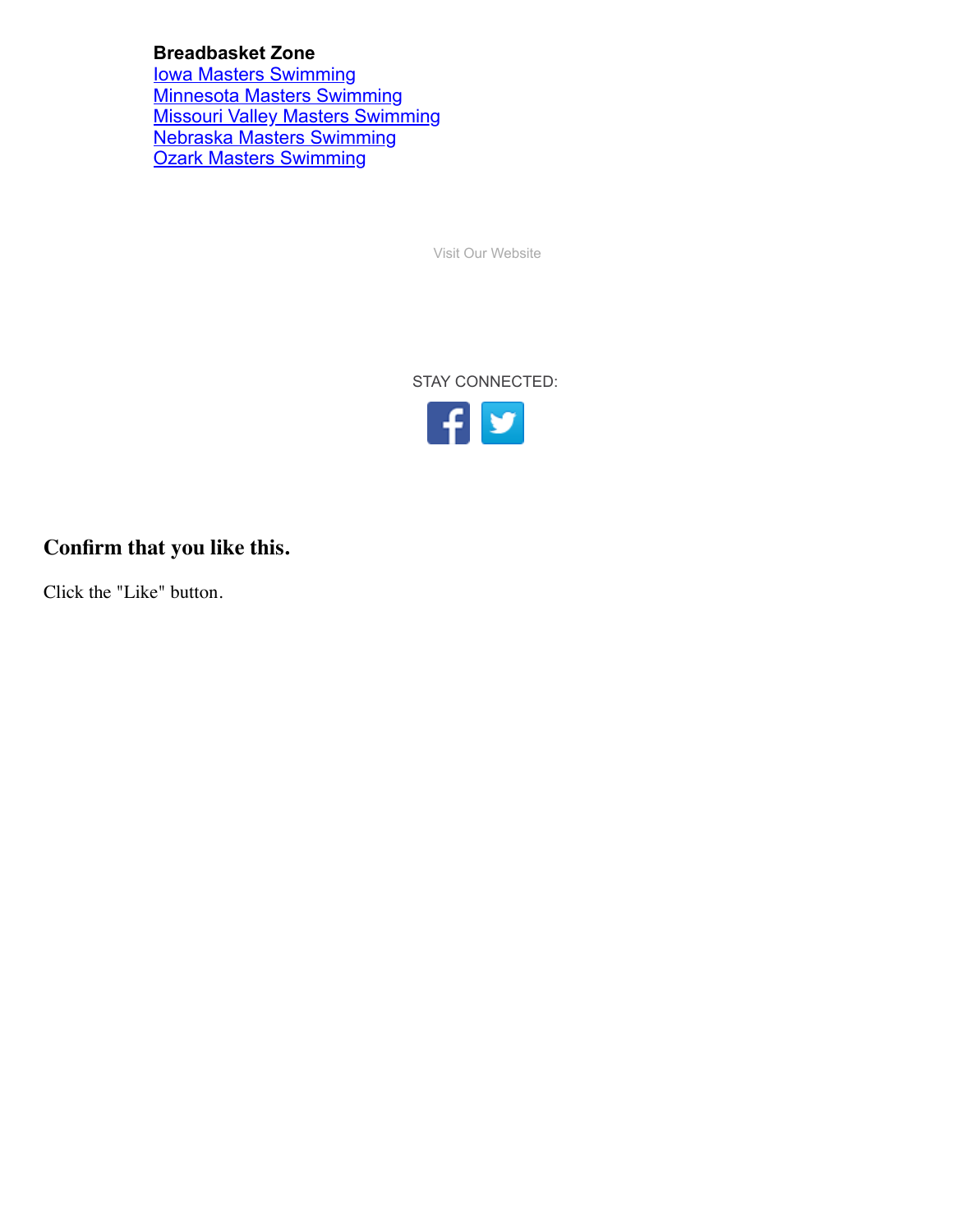**Breadbasket Zone**
Iowa Masters Swimming
Minnesota Masters Swimming
Missouri Valley Masters Swimming
Nebraska Masters Swimming
Ozark Masters Swimming

Visit Our Website

STAY CONNECTED:

## Confirm that you like this.

Click the "Like" button.